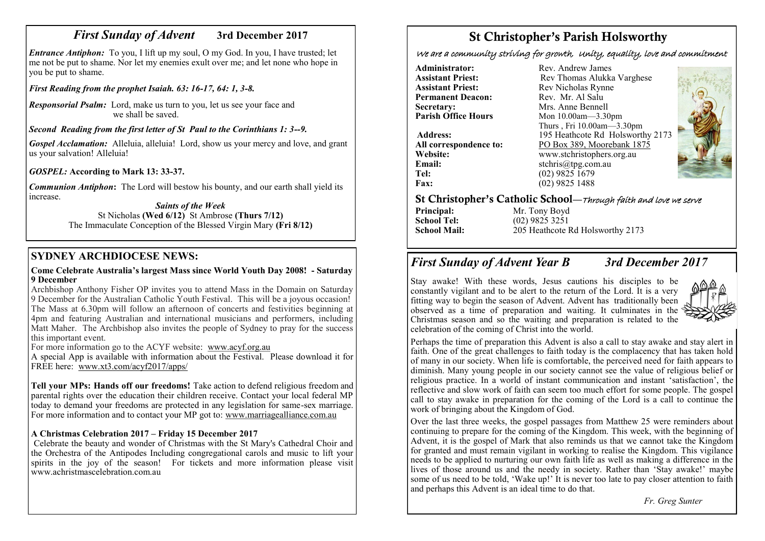## *First Sunday of Advent* 3rd December 2017

***Entrance Antiphon:*** To you, I lift up my soul, O my God. In you, I have trusted; let me not be put to shame. Nor let my enemies exult over me; and let none who hope in you be put to shame.

***First Reading from the prophet Isaiah. 63: 16-17, 64: 1, 3-8.***

***Responsorial Psalm:*** Lord, make us turn to you, let us see your face and we shall be saved.

***Second Reading from the first letter of St Paul to the Corinthians 1: 3--9.***

***Gospel Acclamation:*** Alleluia, alleluia! Lord, show us your mercy and love, and grant us your salvation! Alleluia!

***GOSPEL:* According to Mark 13: 33-37.**

***Communion Antiphon*:** The Lord will bestow his bounty, and our earth shall yield its increase.

***Saints of the Week***

St Nicholas **(Wed 6/12)** St Ambrose **(Thurs 7/12)**
The Immaculate Conception of the Blessed Virgin Mary **(Fri 8/12)**

## SYDNEY ARCHDIOCESE NEWS:

**Come Celebrate Australia's largest Mass since World Youth Day 2008! - Saturday 9 December**

Archbishop Anthony Fisher OP invites you to attend Mass in the Domain on Saturday 9 December for the Australian Catholic Youth Festival. This will be a joyous occasion! The Mass at 6.30pm will follow an afternoon of concerts and festivities beginning at 4pm and featuring Australian and international musicians and performers, including Matt Maher. The Archbishop also invites the people of Sydney to pray for the success this important event.

For more information go to the ACYF website: www.acyf.org.au

A special App is available with information about the Festival. Please download it for FREE here: www.xt3.com/acyf2017/apps/

**Tell your MPs: Hands off our freedoms!** Take action to defend religious freedom and parental rights over the education their children receive. Contact your local federal MP today to demand your freedoms are protected in any legislation for same-sex marriage. For more information and to contact your MP got to: www.marriagealliance.com.au

**A Christmas Celebration 2017 – Friday 15 December 2017**

Celebrate the beauty and wonder of Christmas with the St Mary's Cathedral Choir and the Orchestra of the Antipodes Including congregational carols and music to lift your spirits in the joy of the season! For tickets and more information please visit www.achristmascelebration.com.au

# St Christopher's Parish Holsworthy

*We are a community striving for growth, Unity, equality, love and commitment*

**Administrator:** Rev. Andrew James
**Assistant Priest:** Rev Thomas Alukka Varghese
**Assistant Priest:** Rev Nicholas Rynne
**Permanent Deacon:** Rev. Mr. Al Salu
**Secretary:** Mrs. Anne Bennell
**Parish Office Hours** Mon 10.00am—3.30pm
Thurs , Fri 10.00am—3.30pm
**Address:** 195 Heathcote Rd Holsworthy 2173
**All correspondence to:** PO Box 389, Moorebank 1875
**Website:** www.stchristophers.org.au
**Email:** stchris@tpg.com.au
**Tel:** (02) 9825 1679
**Fax:** (02) 9825 1488

## St Christopher's Catholic School—*Through faith and love we serve*

**Principal:** Mr. Tony Boyd
**School Tel:** (02) 9825 3251
**School Mail:** 205 Heathcote Rd Holsworthy 2173

## *First Sunday of Advent Year B* *3rd December 2017*

Stay awake! With these words, Jesus cautions his disciples to be constantly vigilant and to be alert to the return of the Lord. It is a very fitting way to begin the season of Advent. Advent has traditionally been observed as a time of preparation and waiting. It culminates in the Christmas season and so the waiting and preparation is related to the celebration of the coming of Christ into the world.

Perhaps the time of preparation this Advent is also a call to stay awake and stay alert in faith. One of the great challenges to faith today is the complacency that has taken hold of many in our society. When life is comfortable, the perceived need for faith appears to diminish. Many young people in our society cannot see the value of religious belief or religious practice. In a world of instant communication and instant 'satisfaction', the reflective and slow work of faith can seem too much effort for some people. The gospel call to stay awake in preparation for the coming of the Lord is a call to continue the work of bringing about the Kingdom of God.

Over the last three weeks, the gospel passages from Matthew 25 were reminders about continuing to prepare for the coming of the Kingdom. This week, with the beginning of Advent, it is the gospel of Mark that also reminds us that we cannot take the Kingdom for granted and must remain vigilant in working to realise the Kingdom. This vigilance needs to be applied to nurturing our own faith life as well as making a difference in the lives of those around us and the needy in society. Rather than 'Stay awake!' maybe some of us need to be told, 'Wake up!' It is never too late to pay closer attention to faith and perhaps this Advent is an ideal time to do that.

*Fr. Greg Sunter*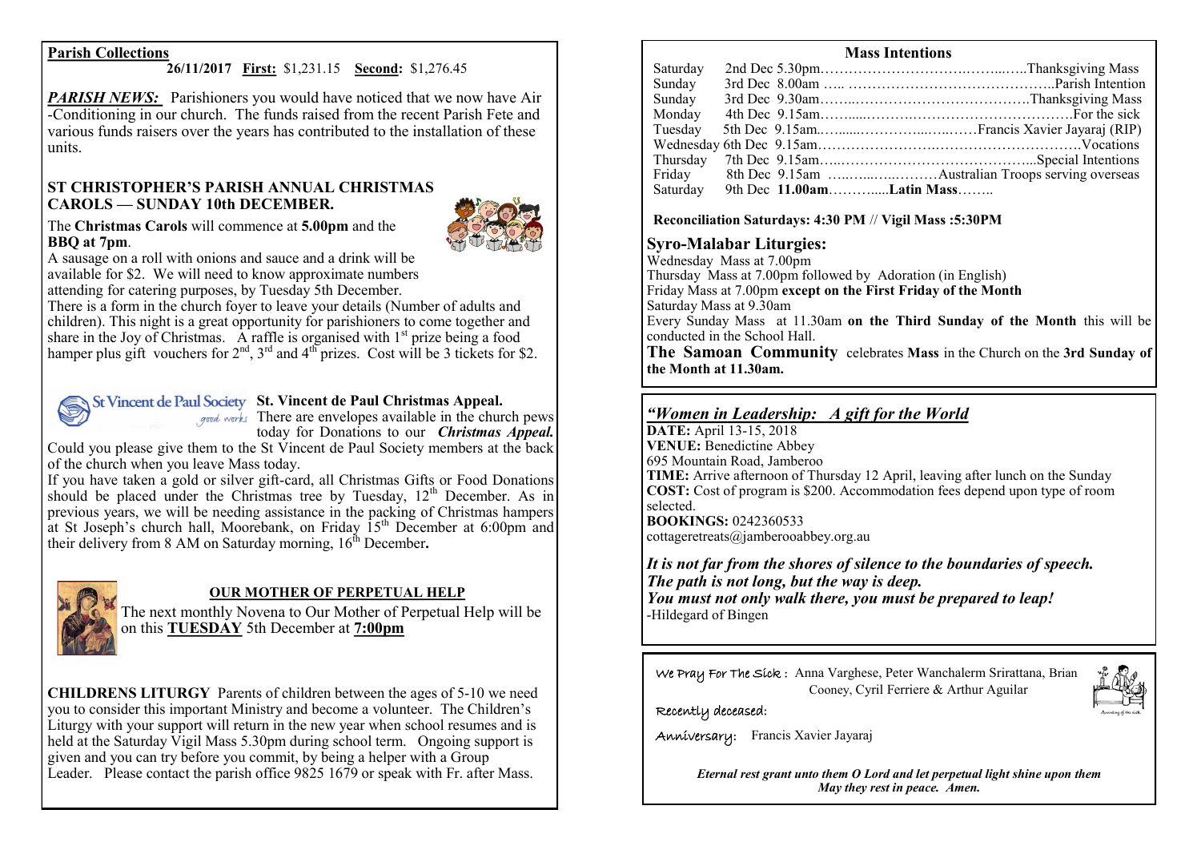## Parish Collections

**26/11/2017 First: $1,231.15 Second: $1,276.45**

***PARISH NEWS:*** Parishioners you would have noticed that we now have Air-Conditioning in our church. The funds raised from the recent Parish Fete and various funds raisers over the years has contributed to the installation of these units.

## ST CHRISTOPHER'S PARISH ANNUAL CHRISTMAS CAROLS — SUNDAY 10th DECEMBER.

The **Christmas Carols** will commence at **5.00pm** and the **BBQ at 7pm**.

A sausage on a roll with onions and sauce and a drink will be available for $2. We will need to know approximate numbers attending for catering purposes, by Tuesday 5th December.

There is a form in the church foyer to leave your details (Number of adults and children). This night is a great opportunity for parishioners to come together and share in the Joy of Christmas. A raffle is organised with 1st prize being a food hamper plus gift vouchers for 2nd, 3rd and 4th prizes. Cost will be 3 tickets for $2.

## St. Vincent de Paul Christmas Appeal.

There are envelopes available in the church pews today for Donations to our ***Christmas Appeal.*** Could you please give them to the St Vincent de Paul Society members at the back of the church when you leave Mass today.

If you have taken a gold or silver gift-card, all Christmas Gifts or Food Donations should be placed under the Christmas tree by Tuesday, 12th December. As in previous years, we will be needing assistance in the packing of Christmas hampers at St Joseph's church hall, Moorebank, on Friday 15th December at 6:00pm and their delivery from 8 AM on Saturday morning, 16th December**.**

## OUR MOTHER OF PERPETUAL HELP

The next monthly Novena to Our Mother of Perpetual Help will be on this **TUESDAY** 5th December at **7:00pm**

**CHILDRENS LITURGY** Parents of children between the ages of 5-10 we need you to consider this important Ministry and become a volunteer. The Children's Liturgy with your support will return in the new year when school resumes and is held at the Saturday Vigil Mass 5.30pm during school term. Ongoing support is given and you can try before you commit, by being a helper with a Group Leader. Please contact the parish office 9825 1679 or speak with Fr. after Mass.

## Mass Intentions

| | | |
|---|---|---|
| Saturday | 2nd Dec 5.30pm | Thanksgiving Mass |
| Sunday | 3rd Dec 8.00am | Parish Intention |
| Sunday | 3rd Dec 9.30am | Thanksgiving Mass |
| Monday | 4th Dec 9.15am | For the sick |
| Tuesday | 5th Dec 9.15am | Francis Xavier Jayaraj (RIP) |
| Wednesday | 6th Dec 9.15am | Vocations |
| Thursday | 7th Dec 9.15am | Special Intentions |
| Friday | 8th Dec 9.15am | Australian Troops serving overseas |
| Saturday | 9th Dec **11.00am** | **Latin Mass** |

**Reconciliation Saturdays: 4:30 PM // Vigil Mass :5:30PM**

## Syro-Malabar Liturgies:

Wednesday Mass at 7.00pm
Thursday Mass at 7.00pm followed by Adoration (in English)
Friday Mass at 7.00pm **except on the First Friday of the Month**
Saturday Mass at 9.30am
Every Sunday Mass at 11.30am **on the Third Sunday of the Month** this will be conducted in the School Hall.

**The Samoan Community** celebrates **Mass** in the Church on the **3rd Sunday of the Month at 11.30am.**

## *"Women in Leadership: A gift for the World*

**DATE:** April 13-15, 2018
**VENUE:** Benedictine Abbey
695 Mountain Road, Jamberoo
**TIME:** Arrive afternoon of Thursday 12 April, leaving after lunch on the Sunday
**COST:** Cost of program is $200. Accommodation fees depend upon type of room selected.
**BOOKINGS:** 0242360533
cottageretreats@jamberooabbey.org.au

***It is not far from the shores of silence to the boundaries of speech.***
***The path is not long, but the way is deep.***
***You must not only walk there, you must be prepared to leap!***
-Hildegard of Bingen

We Pray For The Sick : Anna Varghese, Peter Wanchalerm Srirattana, Brian Cooney, Cyril Ferriere & Arthur Aguilar

Recently deceased:

Anniversary: Francis Xavier Jayaraj

*Eternal rest grant unto them O Lord and let perpetual light shine upon them*
*May they rest in peace. Amen.*